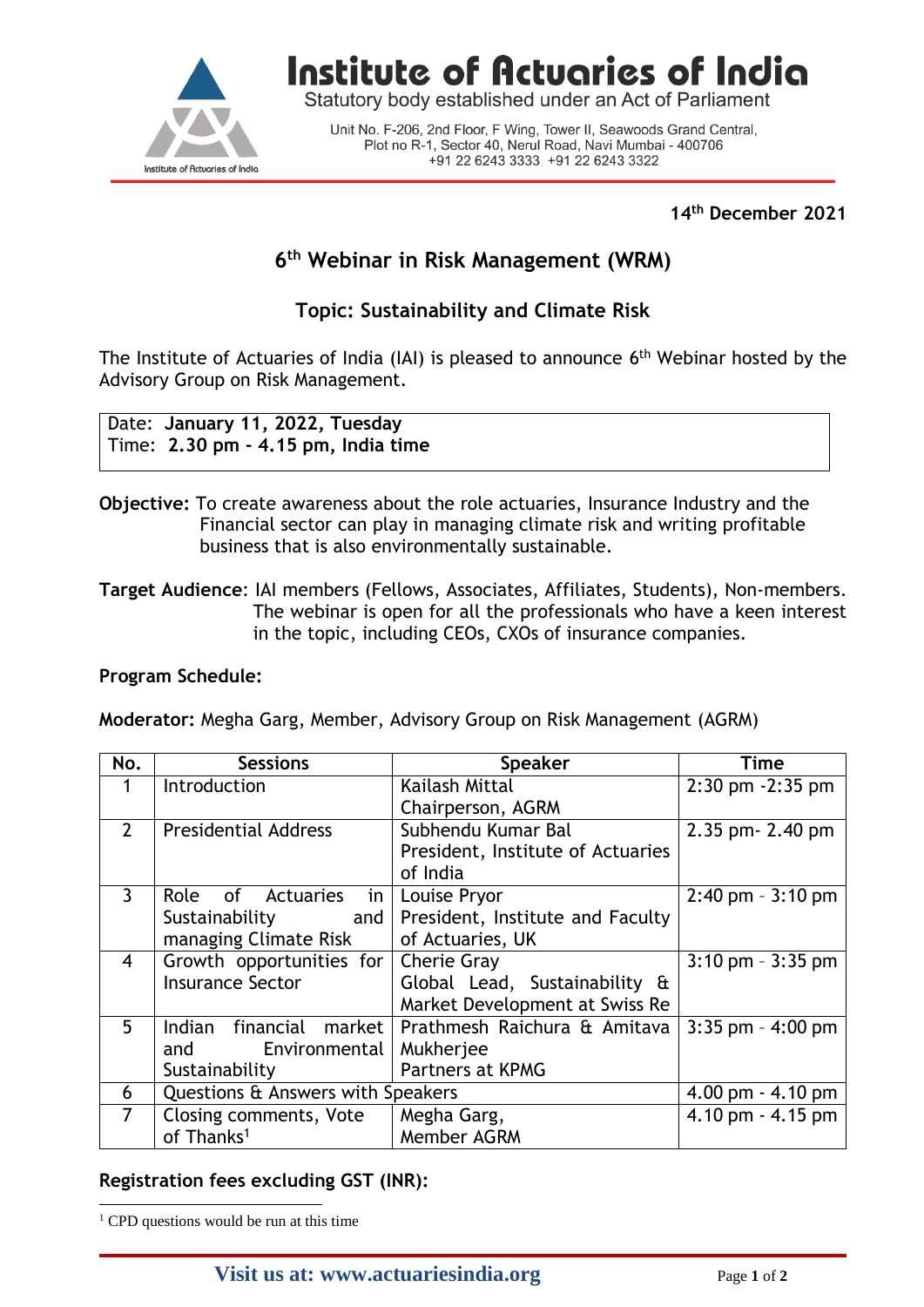# Institute of Actuaries of India

Statutory body established under an Act of Parliament

Unit No. F-206, 2nd Floor, F Wing, Tower II, Seawoods Grand Central, Plot no R-1, Sector 40, Nerul Road, Navi Mumbai - 400706
+91 22 6243 3333 +91 22 6243 3322

**14th December 2021**

## 6th Webinar in Risk Management (WRM)

### Topic: Sustainability and Climate Risk

The Institute of Actuaries of India (IAI) is pleased to announce 6th Webinar hosted by the Advisory Group on Risk Management.

Date: **January 11, 2022, Tuesday**
Time: **2.30 pm - 4.15 pm, India time**

**Objective:** To create awareness about the role actuaries, Insurance Industry and the Financial sector can play in managing climate risk and writing profitable business that is also environmentally sustainable.

**Target Audience**: IAI members (Fellows, Associates, Affiliates, Students), Non-members. The webinar is open for all the professionals who have a keen interest in the topic, including CEOs, CXOs of insurance companies.

**Program Schedule:**

**Moderator:** Megha Garg, Member, Advisory Group on Risk Management (AGRM)

| No. | Sessions | Speaker | Time |
|---|---|---|---|
| 1 | Introduction | Kailash Mittal<br>Chairperson, AGRM | 2:30 pm -2:35 pm |
| 2 | Presidential Address | Subhendu Kumar Bal<br>President, Institute of Actuaries of India | 2.35 pm- 2.40 pm |
| 3 | Role of Actuaries in Sustainability and managing Climate Risk | Louise Pryor<br>President, Institute and Faculty of Actuaries, UK | 2:40 pm – 3:10 pm |
| 4 | Growth opportunities for Insurance Sector | Cherie Gray<br>Global Lead, Sustainability & Market Development at Swiss Re | 3:10 pm – 3:35 pm |
| 5 | Indian financial market and Environmental Sustainability | Prathmesh Raichura & Amitava Mukherjee<br>Partners at KPMG | 3:35 pm – 4:00 pm |
| 6 | Questions & Answers with Speakers | | 4.00 pm - 4.10 pm |
| 7 | Closing comments, Vote of Thanks[1] | Megha Garg,<br>Member AGRM | 4.10 pm - 4.15 pm |

**Registration fees excluding GST (INR):**

[1] CPD questions would be run at this time

**Visit us at: www.actuariesindia.org**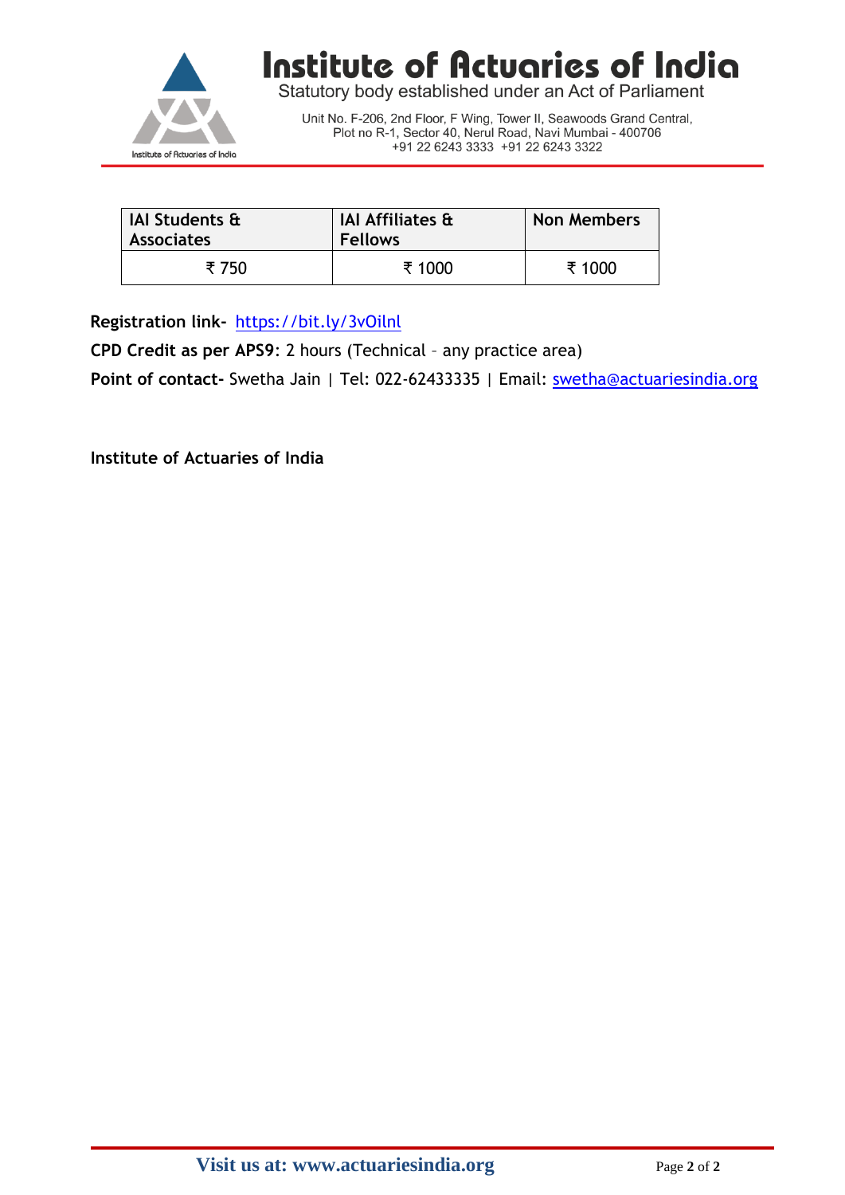| IAI Students & Associates | IAI Affiliates & Fellows | Non Members |
|---|---|---|
| ₹ 750 | ₹ 1000 | ₹ 1000 |

**Registration link-** https://bit.ly/3vOilnl

**CPD Credit as per APS9**: 2 hours (Technical – any practice area)

**Point of contact-** Swetha Jain | Tel: 022-62433335 | Email: swetha@actuariesindia.org

**Institute of Actuaries of India**